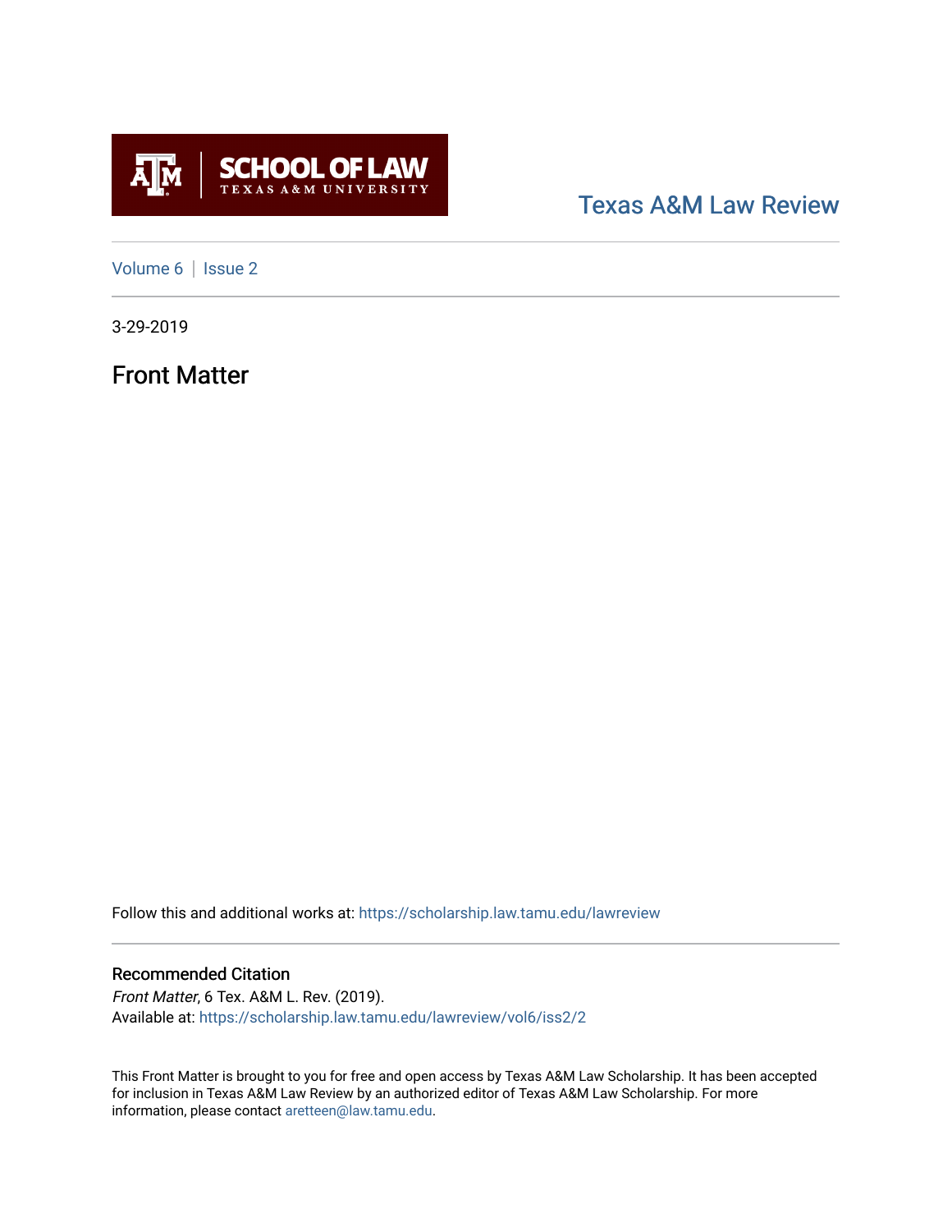SCHOOL OF LAW
TEXAS A&M UNIVERSITY

Texas A&M Law Review

Volume 6 | Issue 2

3-29-2019

# Front Matter

Follow this and additional works at: https://scholarship.law.tamu.edu/lawreview

## Recommended Citation

*Front Matter*, 6 Tex. A&M L. Rev. (2019).
Available at: https://scholarship.law.tamu.edu/lawreview/vol6/iss2/2

This Front Matter is brought to you for free and open access by Texas A&M Law Scholarship. It has been accepted for inclusion in Texas A&M Law Review by an authorized editor of Texas A&M Law Scholarship. For more information, please contact aretteen@law.tamu.edu.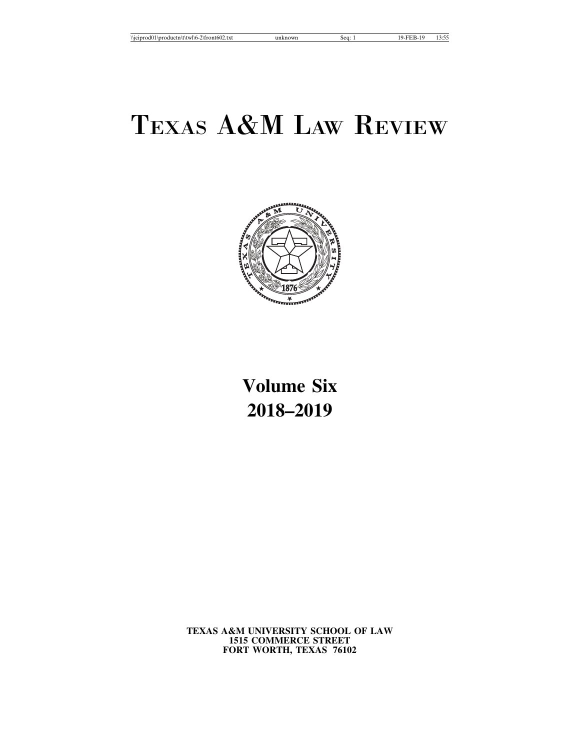# TEXAS A&M LAW REVIEW

**Volume Six**
**2018–2019**

**TEXAS A&M UNIVERSITY SCHOOL OF LAW**
**1515 COMMERCE STREET**
**FORT WORTH, TEXAS 76102**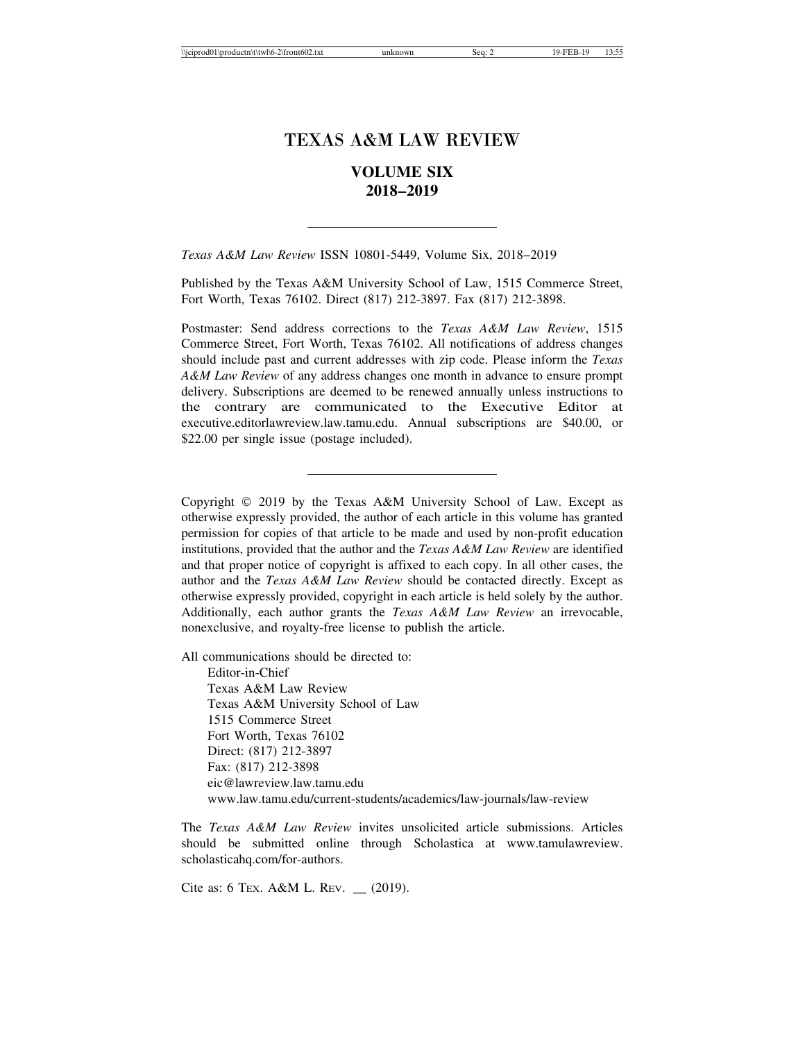# TEXAS A&M LAW REVIEW

## VOLUME SIX
## 2018–2019

---

*Texas A&M Law Review* ISSN 10801-5449, Volume Six, 2018–2019

Published by the Texas A&M University School of Law, 1515 Commerce Street, Fort Worth, Texas 76102. Direct (817) 212-3897. Fax (817) 212-3898.

Postmaster: Send address corrections to the *Texas A&M Law Review*, 1515 Commerce Street, Fort Worth, Texas 76102. All notifications of address changes should include past and current addresses with zip code. Please inform the *Texas A&M Law Review* of any address changes one month in advance to ensure prompt delivery. Subscriptions are deemed to be renewed annually unless instructions to the contrary are communicated to the Executive Editor at executive.editorlawreview.law.tamu.edu. Annual subscriptions are $40.00, or $22.00 per single issue (postage included).

---

Copyright © 2019 by the Texas A&M University School of Law. Except as otherwise expressly provided, the author of each article in this volume has granted permission for copies of that article to be made and used by non-profit education institutions, provided that the author and the *Texas A&M Law Review* are identified and that proper notice of copyright is affixed to each copy. In all other cases, the author and the *Texas A&M Law Review* should be contacted directly. Except as otherwise expressly provided, copyright in each article is held solely by the author. Additionally, each author grants the *Texas A&M Law Review* an irrevocable, nonexclusive, and royalty-free license to publish the article.

All communications should be directed to:

Editor-in-Chief
Texas A&M Law Review
Texas A&M University School of Law
1515 Commerce Street
Fort Worth, Texas 76102
Direct: (817) 212-3897
Fax: (817) 212-3898
eic@lawreview.law.tamu.edu
www.law.tamu.edu/current-students/academics/law-journals/law-review

The *Texas A&M Law Review* invites unsolicited article submissions. Articles should be submitted online through Scholastica at www.tamulawreview.scholasticahq.com/for-authors.

Cite as: 6 TEX. A&M L. REV. __ (2019).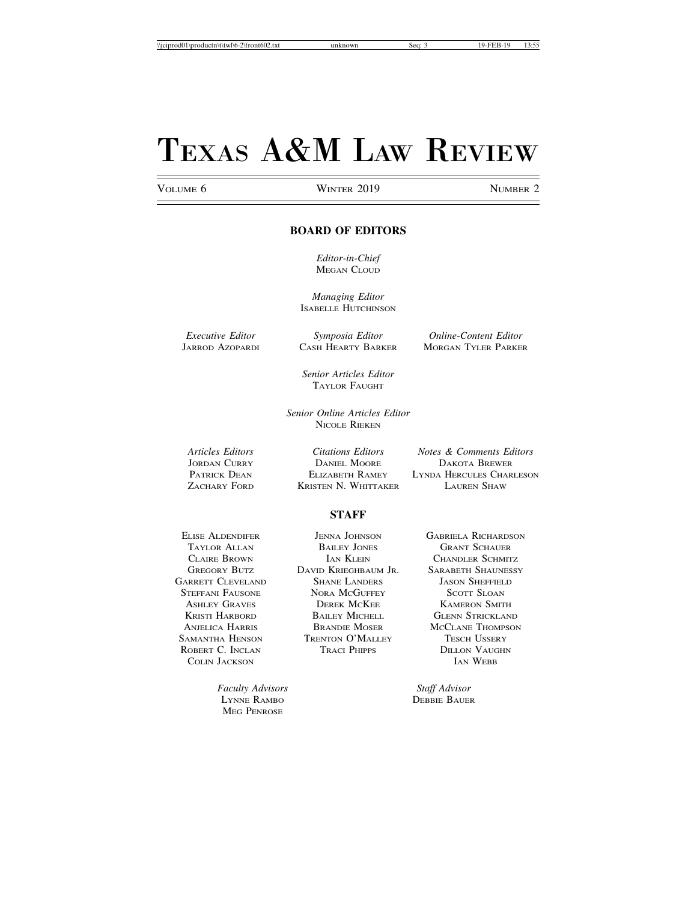# Texas A&M Law Review

Volume 6 | Winter 2019 | Number 2

## BOARD OF EDITORS

*Editor-in-Chief*
Megan Cloud

*Managing Editor*
Isabelle Hutchinson

*Executive Editor*
Jarrod Azopardi

*Symposia Editor*
Cash Hearty Barker

*Online-Content Editor*
Morgan Tyler Parker

*Senior Articles Editor*
Taylor Faught

*Senior Online Articles Editor*
Nicole Rieken

*Articles Editors*
Jordan Curry
Patrick Dean
Zachary Ford

*Citations Editors*
Daniel Moore
Elizabeth Ramey
Kristen N. Whittaker

*Notes & Comments Editors*
Dakota Brewer
Lynda Hercules Charleson
Lauren Shaw

## STAFF

Elise Aldendifer
Taylor Allan
Claire Brown
Gregory Butz
Garrett Cleveland
Steffani Fausone
Ashley Graves
Kristi Harbord
Anjelica Harris
Samantha Henson
Robert C. Inclan
Colin Jackson
Jenna Johnson
Bailey Jones
Ian Klein
David Krieghbaum Jr.
Shane Landers
Nora McGuffey
Derek McKee
Bailey Michell
Brandie Moser
Trenton O'Malley
Traci Phipps
Gabriela Richardson
Grant Schauer
Chandler Schmitz
Sarabeth Shaunessy
Jason Sheffield
Scott Sloan
Kameron Smith
Glenn Strickland
McClane Thompson
Tesch Ussery
Dillon Vaughn
Ian Webb

*Faculty Advisors*
Lynne Rambo
Meg Penrose

*Staff Advisor*
Debbie Bauer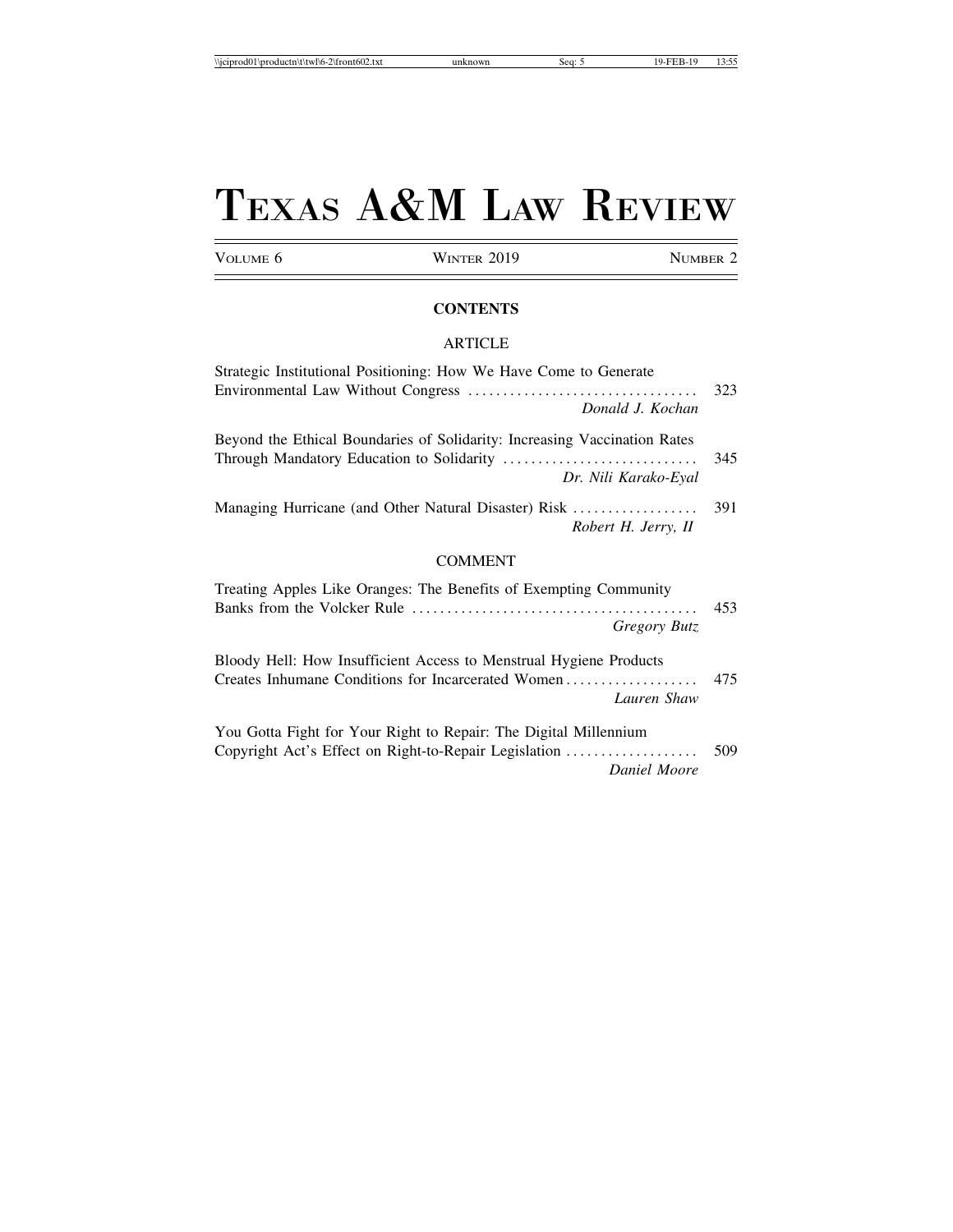# TEXAS A&M LAW REVIEW

VOLUME 6 | WINTER 2019 | NUMBER 2

## CONTENTS

### ARTICLE

Strategic Institutional Positioning: How We Have Come to Generate Environmental Law Without Congress ................................ 323
*Donald J. Kochan*

Beyond the Ethical Boundaries of Solidarity: Increasing Vaccination Rates Through Mandatory Education to Solidarity ........................... 345
*Dr. Nili Karako-Eyal*

Managing Hurricane (and Other Natural Disaster) Risk ................. 391
*Robert H. Jerry, II*

### COMMENT

Treating Apples Like Oranges: The Benefits of Exempting Community Banks from the Volcker Rule ......................................... 453
*Gregory Butz*

Bloody Hell: How Insufficient Access to Menstrual Hygiene Products Creates Inhumane Conditions for Incarcerated Women.................. 475
*Lauren Shaw*

You Gotta Fight for Your Right to Repair: The Digital Millennium Copyright Act's Effect on Right-to-Repair Legislation .................. 509
*Daniel Moore*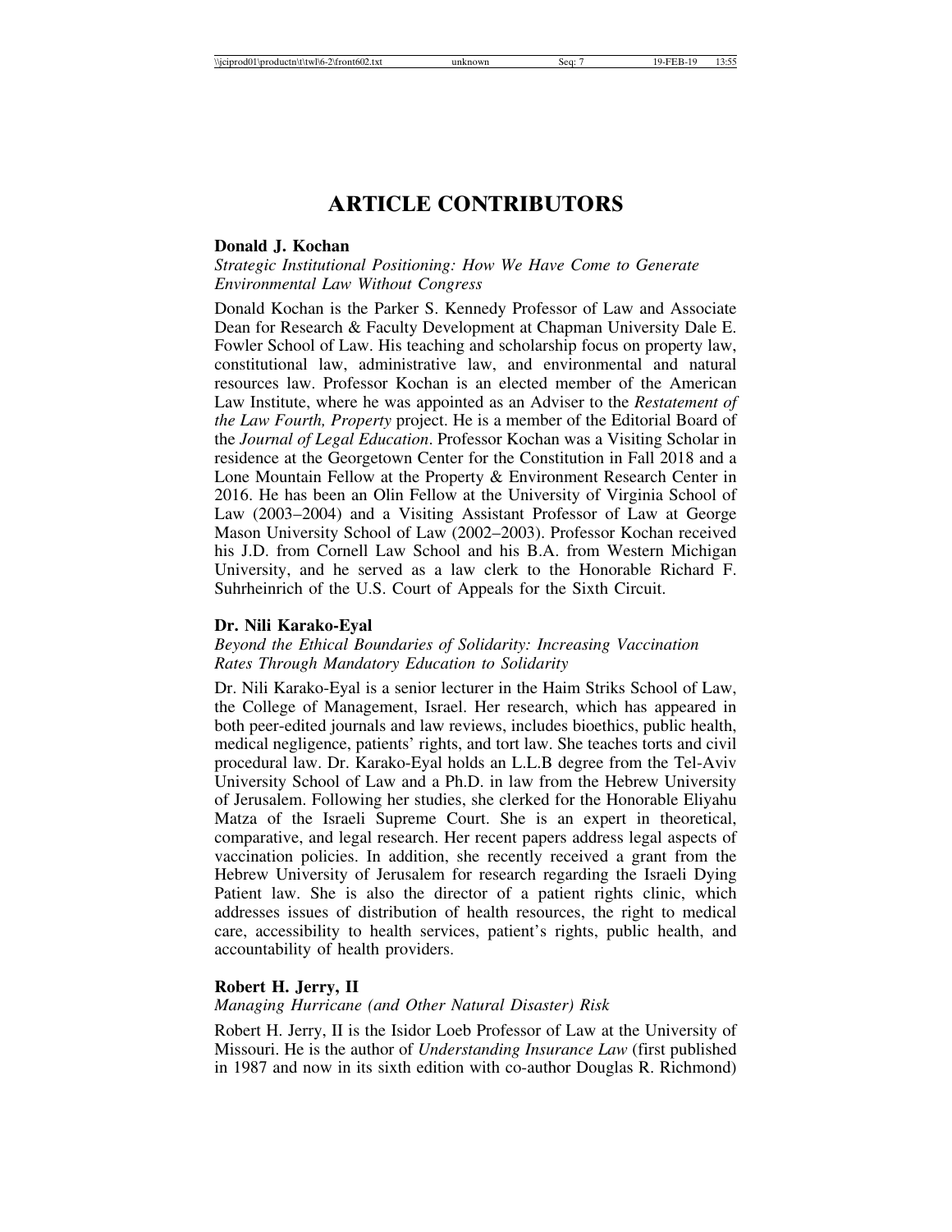# ARTICLE CONTRIBUTORS

**Donald J. Kochan**

*Strategic Institutional Positioning: How We Have Come to Generate Environmental Law Without Congress*

Donald Kochan is the Parker S. Kennedy Professor of Law and Associate Dean for Research & Faculty Development at Chapman University Dale E. Fowler School of Law. His teaching and scholarship focus on property law, constitutional law, administrative law, and environmental and natural resources law. Professor Kochan is an elected member of the American Law Institute, where he was appointed as an Adviser to the *Restatement of the Law Fourth, Property* project. He is a member of the Editorial Board of the *Journal of Legal Education*. Professor Kochan was a Visiting Scholar in residence at the Georgetown Center for the Constitution in Fall 2018 and a Lone Mountain Fellow at the Property & Environment Research Center in 2016. He has been an Olin Fellow at the University of Virginia School of Law (2003–2004) and a Visiting Assistant Professor of Law at George Mason University School of Law (2002–2003). Professor Kochan received his J.D. from Cornell Law School and his B.A. from Western Michigan University, and he served as a law clerk to the Honorable Richard F. Suhrheinrich of the U.S. Court of Appeals for the Sixth Circuit.

**Dr. Nili Karako-Eyal**

*Beyond the Ethical Boundaries of Solidarity: Increasing Vaccination Rates Through Mandatory Education to Solidarity*

Dr. Nili Karako-Eyal is a senior lecturer in the Haim Striks School of Law, the College of Management, Israel. Her research, which has appeared in both peer-edited journals and law reviews, includes bioethics, public health, medical negligence, patients' rights, and tort law. She teaches torts and civil procedural law. Dr. Karako-Eyal holds an L.L.B degree from the Tel-Aviv University School of Law and a Ph.D. in law from the Hebrew University of Jerusalem. Following her studies, she clerked for the Honorable Eliyahu Matza of the Israeli Supreme Court. She is an expert in theoretical, comparative, and legal research. Her recent papers address legal aspects of vaccination policies. In addition, she recently received a grant from the Hebrew University of Jerusalem for research regarding the Israeli Dying Patient law. She is also the director of a patient rights clinic, which addresses issues of distribution of health resources, the right to medical care, accessibility to health services, patient's rights, public health, and accountability of health providers.

**Robert H. Jerry, II**

*Managing Hurricane (and Other Natural Disaster) Risk*

Robert H. Jerry, II is the Isidor Loeb Professor of Law at the University of Missouri. He is the author of *Understanding Insurance Law* (first published in 1987 and now in its sixth edition with co-author Douglas R. Richmond)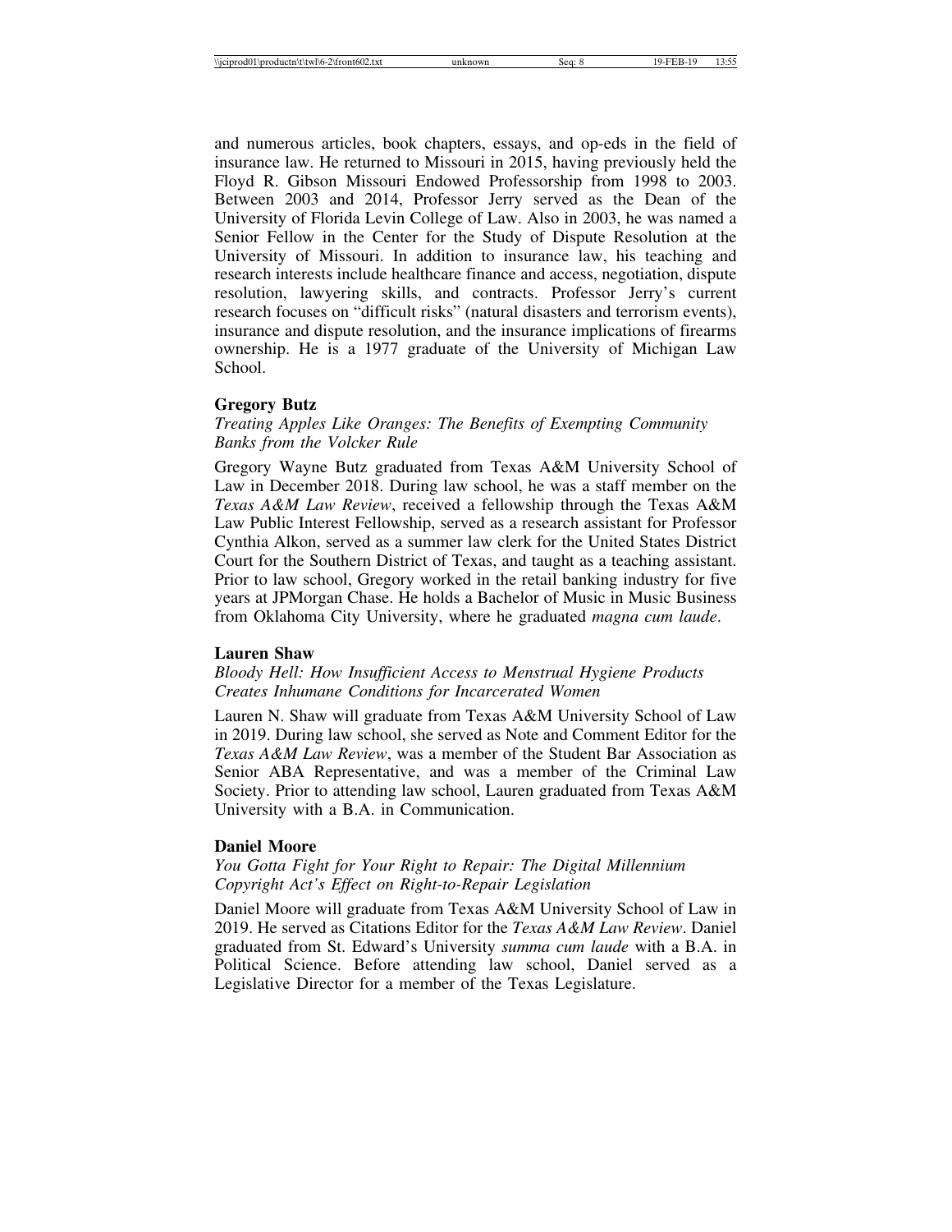and numerous articles, book chapters, essays, and op-eds in the field of insurance law. He returned to Missouri in 2015, having previously held the Floyd R. Gibson Missouri Endowed Professorship from 1998 to 2003. Between 2003 and 2014, Professor Jerry served as the Dean of the University of Florida Levin College of Law. Also in 2003, he was named a Senior Fellow in the Center for the Study of Dispute Resolution at the University of Missouri. In addition to insurance law, his teaching and research interests include healthcare finance and access, negotiation, dispute resolution, lawyering skills, and contracts. Professor Jerry's current research focuses on "difficult risks" (natural disasters and terrorism events), insurance and dispute resolution, and the insurance implications of firearms ownership. He is a 1977 graduate of the University of Michigan Law School.

**Gregory Butz**

*Treating Apples Like Oranges: The Benefits of Exempting Community Banks from the Volcker Rule*

Gregory Wayne Butz graduated from Texas A&M University School of Law in December 2018. During law school, he was a staff member on the *Texas A&M Law Review*, received a fellowship through the Texas A&M Law Public Interest Fellowship, served as a research assistant for Professor Cynthia Alkon, served as a summer law clerk for the United States District Court for the Southern District of Texas, and taught as a teaching assistant. Prior to law school, Gregory worked in the retail banking industry for five years at JPMorgan Chase. He holds a Bachelor of Music in Music Business from Oklahoma City University, where he graduated *magna cum laude*.

**Lauren Shaw**

*Bloody Hell: How Insufficient Access to Menstrual Hygiene Products Creates Inhumane Conditions for Incarcerated Women*

Lauren N. Shaw will graduate from Texas A&M University School of Law in 2019. During law school, she served as Note and Comment Editor for the *Texas A&M Law Review*, was a member of the Student Bar Association as Senior ABA Representative, and was a member of the Criminal Law Society. Prior to attending law school, Lauren graduated from Texas A&M University with a B.A. in Communication.

**Daniel Moore**

*You Gotta Fight for Your Right to Repair: The Digital Millennium Copyright Act's Effect on Right-to-Repair Legislation*

Daniel Moore will graduate from Texas A&M University School of Law in 2019. He served as Citations Editor for the *Texas A&M Law Review*. Daniel graduated from St. Edward's University *summa cum laude* with a B.A. in Political Science. Before attending law school, Daniel served as a Legislative Director for a member of the Texas Legislature.